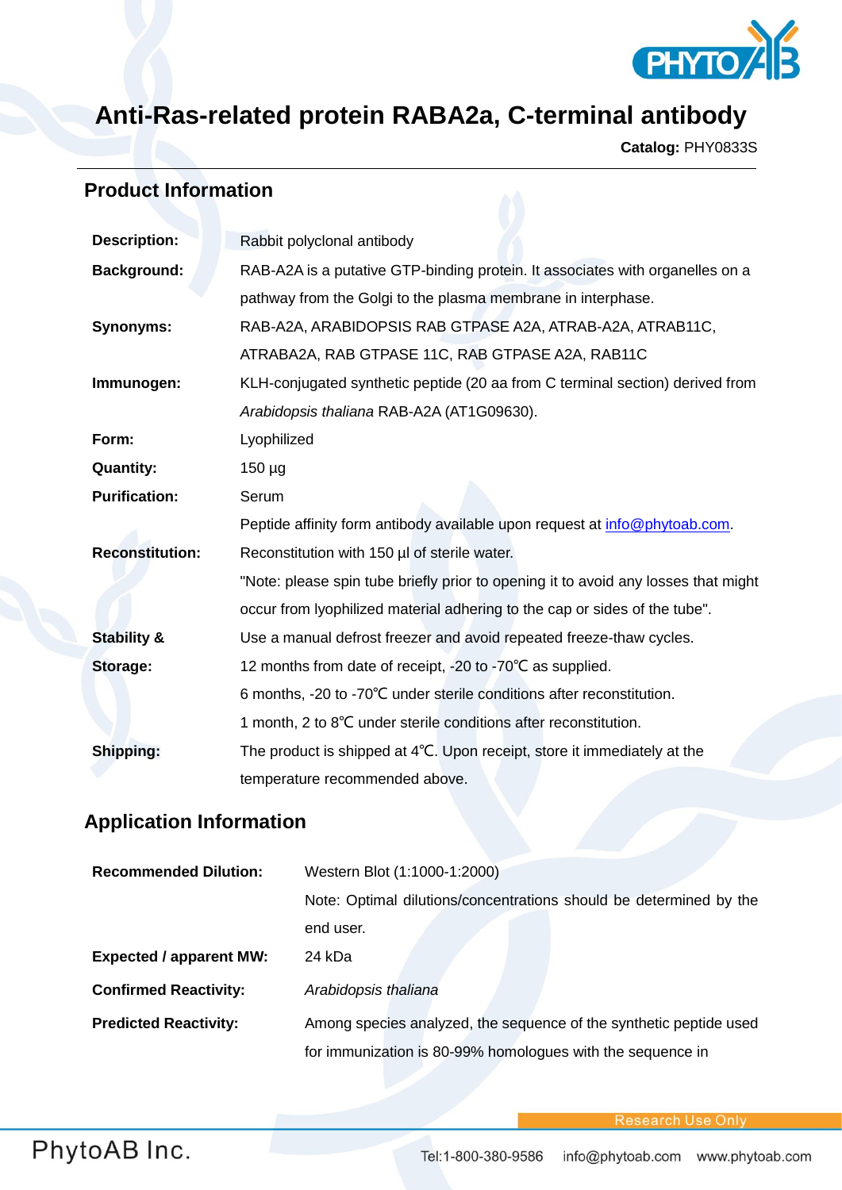# Anti-Ras-related protein RABA2a, C-terminal antibody

**Catalog:** PHY0833S

## Product Information

| | |
|---|---|
| **Description:** | Rabbit polyclonal antibody |
| **Background:** | RAB-A2A is a putative GTP-binding protein. It associates with organelles on a pathway from the Golgi to the plasma membrane in interphase. |
| **Synonyms:** | RAB-A2A, ARABIDOPSIS RAB GTPASE A2A, ATRAB-A2A, ATRAB11C, ATRABA2A, RAB GTPASE 11C, RAB GTPASE A2A, RAB11C |
| **Immunogen:** | KLH-conjugated synthetic peptide (20 aa from C terminal section) derived from *Arabidopsis thaliana* RAB-A2A (AT1G09630). |
| **Form:** | Lyophilized |
| **Quantity:** | 150 µg |
| **Purification:** | Serum<br>Peptide affinity form antibody available upon request at info@phytoab.com. |
| **Reconstitution:** | Reconstitution with 150 µl of sterile water.<br>"Note: please spin tube briefly prior to opening it to avoid any losses that might occur from lyophilized material adhering to the cap or sides of the tube". |
| **Stability & Storage:** | Use a manual defrost freezer and avoid repeated freeze-thaw cycles.<br>12 months from date of receipt, -20 to -70℃ as supplied.<br>6 months, -20 to -70℃ under sterile conditions after reconstitution.<br>1 month, 2 to 8℃ under sterile conditions after reconstitution. |
| **Shipping:** | The product is shipped at 4℃. Upon receipt, store it immediately at the temperature recommended above. |

## Application Information

| | |
|---|---|
| **Recommended Dilution:** | Western Blot (1:1000-1:2000)<br>Note: Optimal dilutions/concentrations should be determined by the end user. |
| **Expected / apparent MW:** | 24 kDa |
| **Confirmed Reactivity:** | *Arabidopsis thaliana* |
| **Predicted Reactivity:** | Among species analyzed, the sequence of the synthetic peptide used for immunization is 80-99% homologues with the sequence in |

Research Use Only

PhytoAB Inc.

Tel:1-800-380-9586 info@phytoab.com www.phytoab.com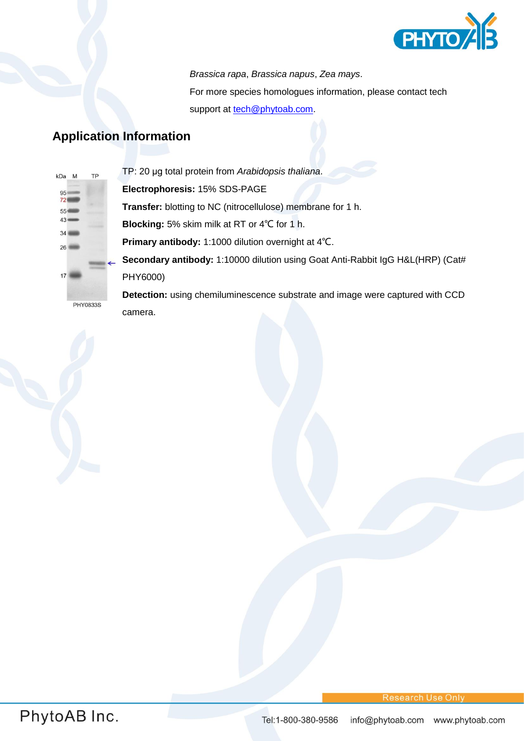*Brassica rapa*, *Brassica napus*, *Zea mays*.

For more species homologues information, please contact tech support at tech@phytoab.com.

## Application Information

kDa M TP

95
72
55
43
34
26
17

PHY0833S

TP: 20 μg total protein from *Arabidopsis thaliana*.

**Electrophoresis:** 15% SDS-PAGE

**Transfer:** blotting to NC (nitrocellulose) membrane for 1 h.

**Blocking:** 5% skim milk at RT or 4℃ for 1 h.

**Primary antibody:** 1:1000 dilution overnight at 4℃.

**Secondary antibody:** 1:10000 dilution using Goat Anti-Rabbit IgG H&L(HRP) (Cat# PHY6000)

**Detection:** using chemiluminescence substrate and image were captured with CCD camera.

Research Use Only

PhytoAB Inc.

Tel:1-800-380-9586 info@phytoab.com www.phytoab.com